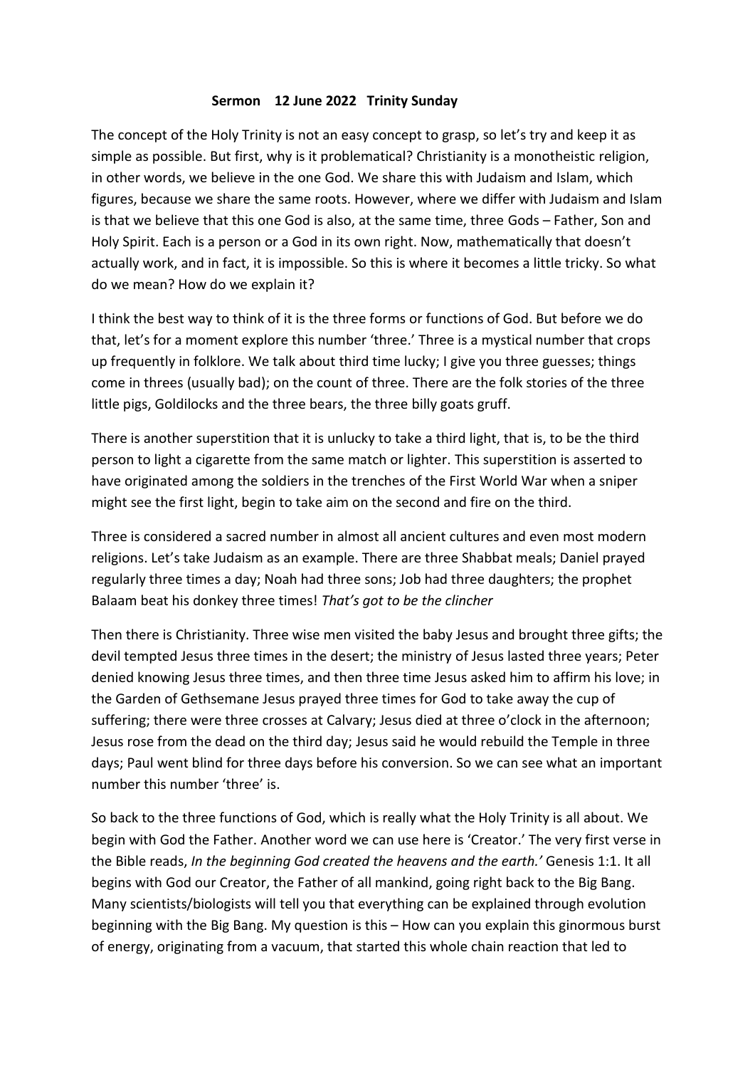**Sermon 12 June 2022 Trinity Sunday**

The concept of the Holy Trinity is not an easy concept to grasp, so let's try and keep it as simple as possible. But first, why is it problematical? Christianity is a monotheistic religion, in other words, we believe in the one God. We share this with Judaism and Islam, which figures, because we share the same roots. However, where we differ with Judaism and Islam is that we believe that this one God is also, at the same time, three Gods – Father, Son and Holy Spirit. Each is a person or a God in its own right. Now, mathematically that doesn't actually work, and in fact, it is impossible. So this is where it becomes a little tricky. So what do we mean? How do we explain it?

I think the best way to think of it is the three forms or functions of God. But before we do that, let's for a moment explore this number 'three.' Three is a mystical number that crops up frequently in folklore. We talk about third time lucky; I give you three guesses; things come in threes (usually bad); on the count of three. There are the folk stories of the three little pigs, Goldilocks and the three bears, the three billy goats gruff.

There is another superstition that it is unlucky to take a third light, that is, to be the third person to light a cigarette from the same match or lighter. This superstition is asserted to have originated among the soldiers in the trenches of the First World War when a sniper might see the first light, begin to take aim on the second and fire on the third.

Three is considered a sacred number in almost all ancient cultures and even most modern religions. Let's take Judaism as an example. There are three Shabbat meals; Daniel prayed regularly three times a day; Noah had three sons; Job had three daughters; the prophet Balaam beat his donkey three times! *That's got to be the clincher*

Then there is Christianity. Three wise men visited the baby Jesus and brought three gifts; the devil tempted Jesus three times in the desert; the ministry of Jesus lasted three years; Peter denied knowing Jesus three times, and then three time Jesus asked him to affirm his love; in the Garden of Gethsemane Jesus prayed three times for God to take away the cup of suffering; there were three crosses at Calvary; Jesus died at three o'clock in the afternoon; Jesus rose from the dead on the third day; Jesus said he would rebuild the Temple in three days; Paul went blind for three days before his conversion. So we can see what an important number this number 'three' is.

So back to the three functions of God, which is really what the Holy Trinity is all about. We begin with God the Father. Another word we can use here is 'Creator.' The very first verse in the Bible reads, *In the beginning God created the heavens and the earth.'* Genesis 1:1. It all begins with God our Creator, the Father of all mankind, going right back to the Big Bang. Many scientists/biologists will tell you that everything can be explained through evolution beginning with the Big Bang. My question is this – How can you explain this ginormous burst of energy, originating from a vacuum, that started this whole chain reaction that led to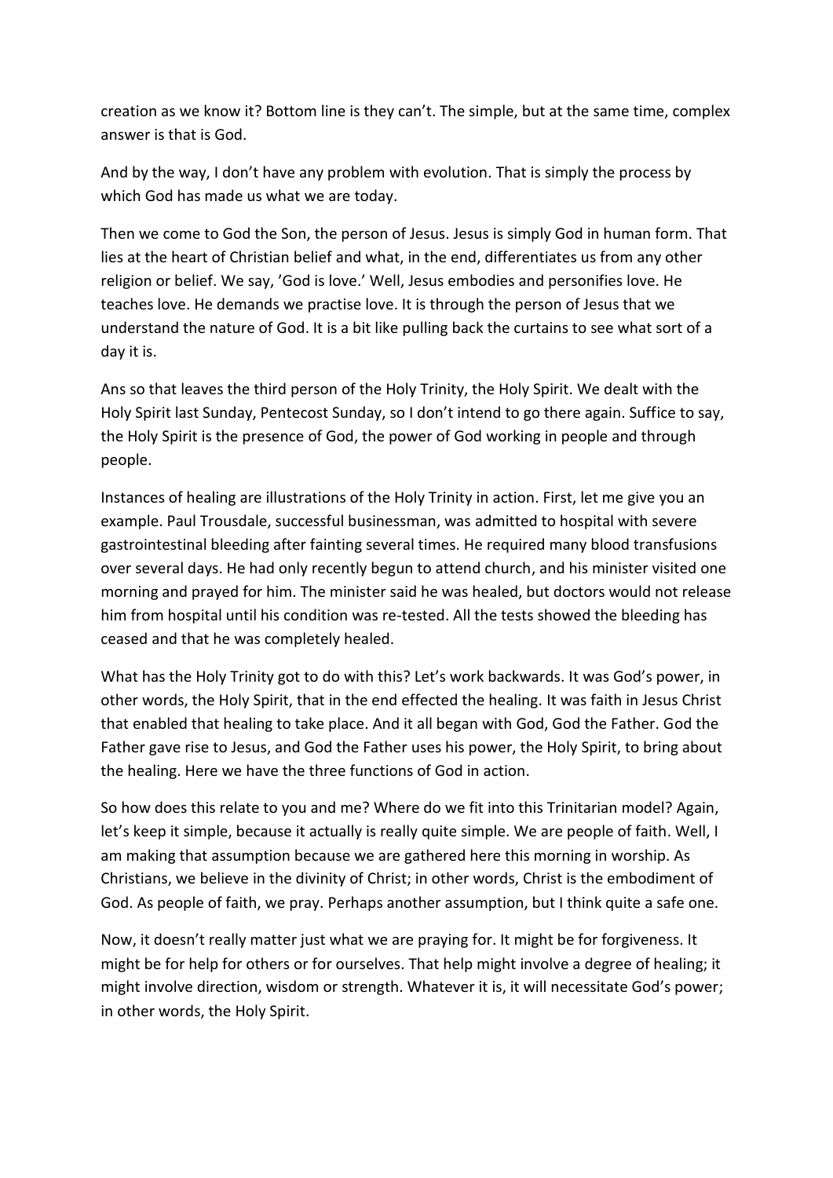creation as we know it? Bottom line is they can't. The simple, but at the same time, complex answer is that is God.

And by the way, I don't have any problem with evolution. That is simply the process by which God has made us what we are today.

Then we come to God the Son, the person of Jesus. Jesus is simply God in human form. That lies at the heart of Christian belief and what, in the end, differentiates us from any other religion or belief. We say, 'God is love.' Well, Jesus embodies and personifies love. He teaches love. He demands we practise love. It is through the person of Jesus that we understand the nature of God. It is a bit like pulling back the curtains to see what sort of a day it is.

Ans so that leaves the third person of the Holy Trinity, the Holy Spirit. We dealt with the Holy Spirit last Sunday, Pentecost Sunday, so I don't intend to go there again. Suffice to say, the Holy Spirit is the presence of God, the power of God working in people and through people.

Instances of healing are illustrations of the Holy Trinity in action. First, let me give you an example. Paul Trousdale, successful businessman, was admitted to hospital with severe gastrointestinal bleeding after fainting several times. He required many blood transfusions over several days. He had only recently begun to attend church, and his minister visited one morning and prayed for him. The minister said he was healed, but doctors would not release him from hospital until his condition was re-tested. All the tests showed the bleeding has ceased and that he was completely healed.

What has the Holy Trinity got to do with this? Let's work backwards. It was God's power, in other words, the Holy Spirit, that in the end effected the healing. It was faith in Jesus Christ that enabled that healing to take place. And it all began with God, God the Father. God the Father gave rise to Jesus, and God the Father uses his power, the Holy Spirit, to bring about the healing. Here we have the three functions of God in action.

So how does this relate to you and me? Where do we fit into this Trinitarian model? Again, let's keep it simple, because it actually is really quite simple. We are people of faith. Well, I am making that assumption because we are gathered here this morning in worship. As Christians, we believe in the divinity of Christ; in other words, Christ is the embodiment of God. As people of faith, we pray. Perhaps another assumption, but I think quite a safe one.

Now, it doesn't really matter just what we are praying for. It might be for forgiveness. It might be for help for others or for ourselves. That help might involve a degree of healing; it might involve direction, wisdom or strength. Whatever it is, it will necessitate God's power; in other words, the Holy Spirit.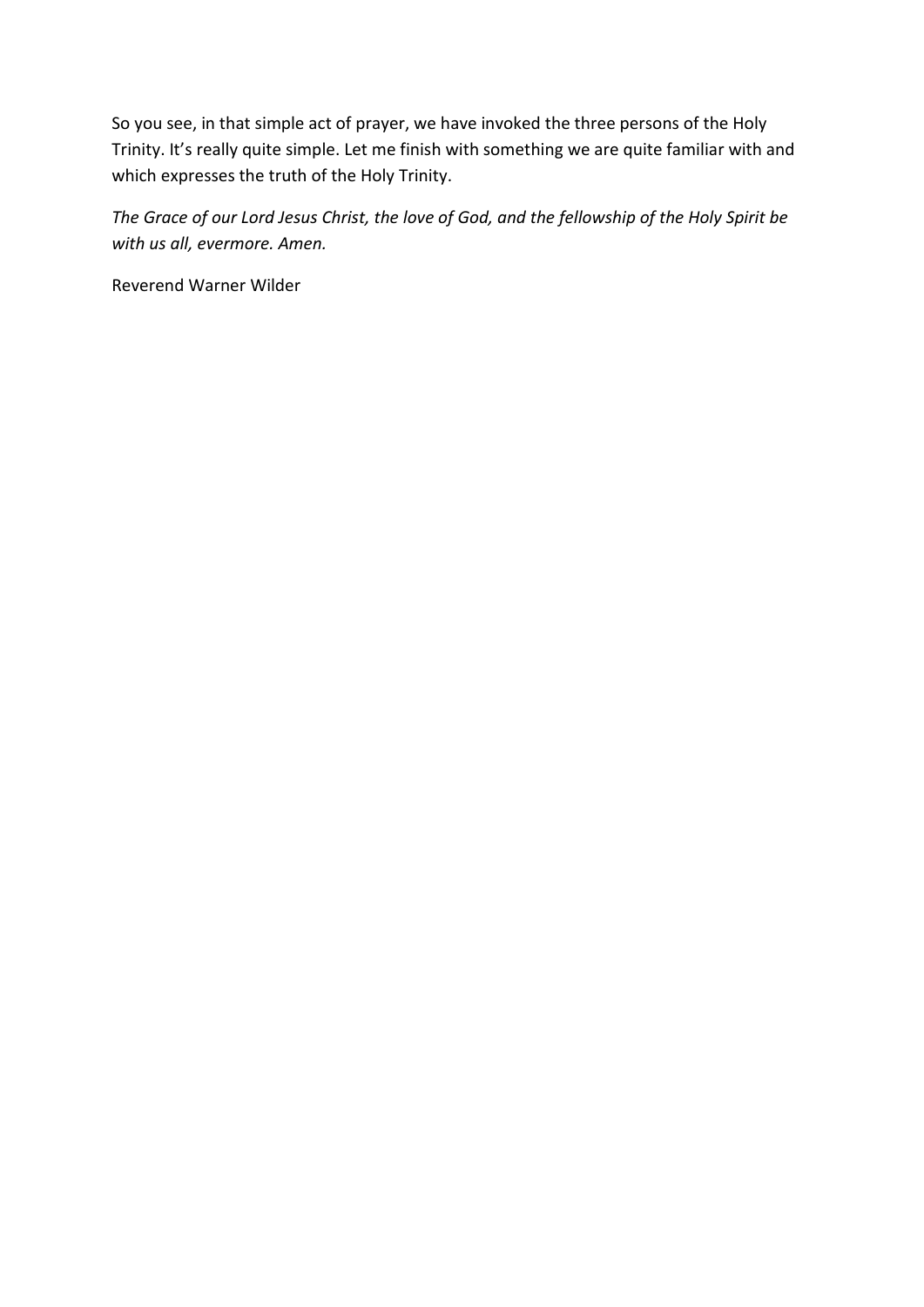So you see, in that simple act of prayer, we have invoked the three persons of the Holy Trinity. It's really quite simple. Let me finish with something we are quite familiar with and which expresses the truth of the Holy Trinity.

*The Grace of our Lord Jesus Christ, the love of God, and the fellowship of the Holy Spirit be with us all, evermore. Amen.*

Reverend Warner Wilder